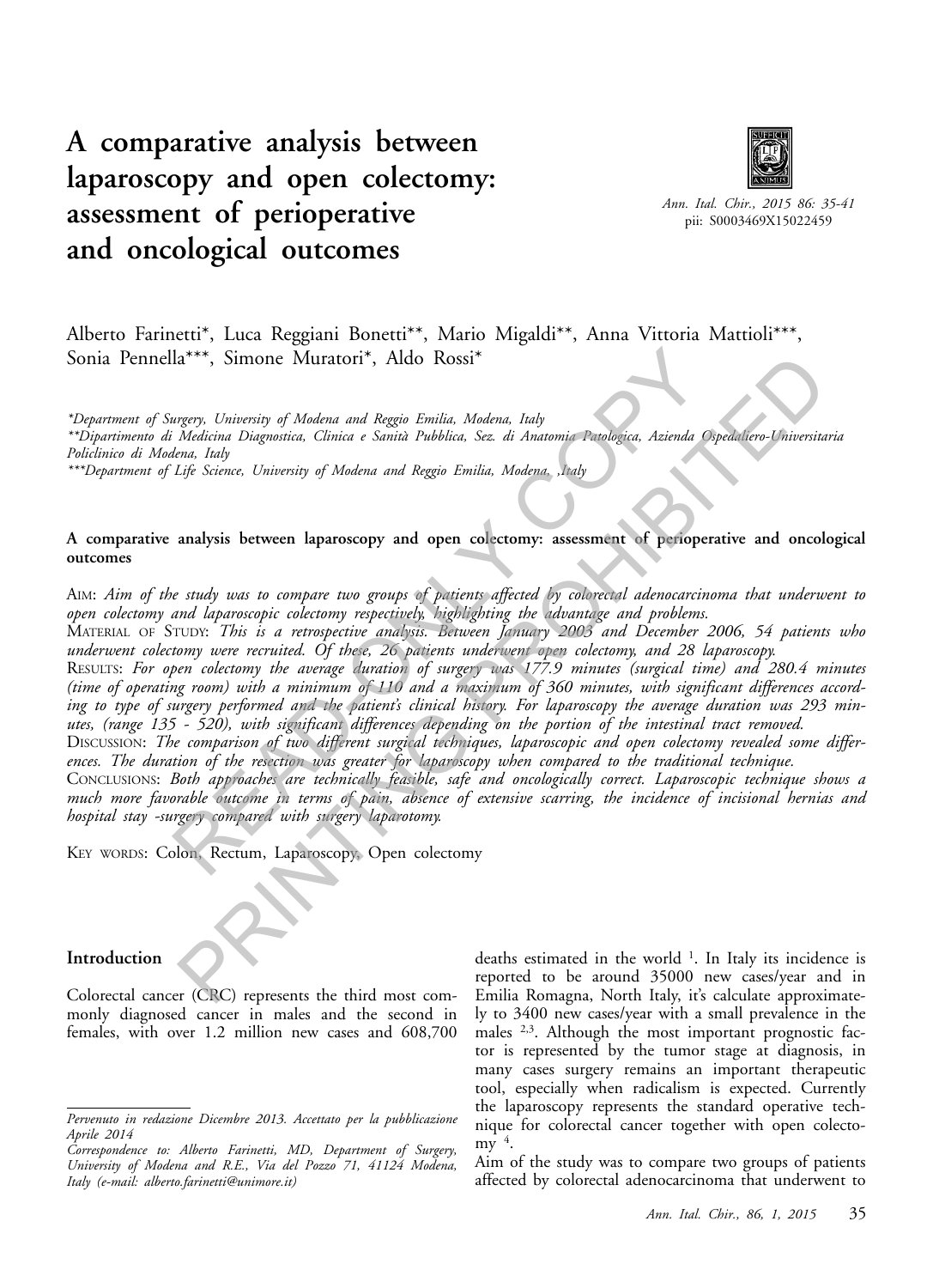# A comparative analysis between laparoscopy and open colectomy: assessment of perioperative and oncological outcomes

Alberto Farinetti*, Luca Reggiani Bonetti**, Mario Migaldi**, Anna Vittoria Mattioli***, Sonia Pennella***, Simone Muratori*, Aldo Rossi*

*\*Department of Surgery, University of Modena and Reggio Emilia, Modena, Italy*
*\*\*Dipartimento di Medicina Diagnostica, Clinica e Sanità Pubblica, Sez. di Anatomia Patologica, Azienda Ospedaliero-Universitaria Policlinico di Modena, Italy*
*\*\*\*Department of Life Science, University of Modena and Reggio Emilia, Modena, ,Italy*

**A comparative analysis between laparoscopy and open colectomy: assessment of perioperative and oncological outcomes**

AIM: *Aim of the study was to compare two groups of patients affected by colorectal adenocarcinoma that underwent to open colectomy and laparoscopic colectomy respectively, highlighting the advantage and problems.*

MATERIAL OF STUDY: *This is a retrospective analysis. Between January 2003 and December 2006, 54 patients who underwent colectomy were recruited. Of these, 26 patients underwent open colectomy, and 28 laparoscopy.*

RESULTS: *For open colectomy the average duration of surgery was 177.9 minutes (surgical time) and 280.4 minutes (time of operating room) with a minimum of 110 and a maximum of 360 minutes, with significant differences according to type of surgery performed and the patient's clinical history. For laparoscopy the average duration was 293 minutes, (range 135 - 520), with significant differences depending on the portion of the intestinal tract removed.*

DISCUSSION: *The comparison of two different surgical techniques, laparoscopic and open colectomy revealed some differences. The duration of the resection was greater for laparoscopy when compared to the traditional technique.*

CONCLUSIONS: *Both approaches are technically feasible, safe and oncologically correct. Laparoscopic technique shows a much more favorable outcome in terms of pain, absence of extensive scarring, the incidence of incisional hernias and hospital stay -surgery compared with surgery laparotomy.*

KEY WORDS: Colon, Rectum, Laparoscopy, Open colectomy

## Introduction

Colorectal cancer (CRC) represents the third most commonly diagnosed cancer in males and the second in females, with over 1.2 million new cases and 608,700 deaths estimated in the world [1]. In Italy its incidence is reported to be around 35000 new cases/year and in Emilia Romagna, North Italy, it's calculate approximately to 3400 new cases/year with a small prevalence in the males [2,3]. Although the most important prognostic factor is represented by the tumor stage at diagnosis, in many cases surgery remains an important therapeutic tool, especially when radicalism is expected. Currently the laparoscopy represents the standard operative technique for colorectal cancer together with open colectomy [4].

Aim of the study was to compare two groups of patients affected by colorectal adenocarcinoma that underwent to

*Pervenuto in redazione Dicembre 2013. Accettato per la pubblicazione Aprile 2014*

*Correspondence to: Alberto Farinetti, MD, Department of Surgery, University of Modena and R.E., Via del Pozzo 71, 41124 Modena, Italy (e-mail: alberto.farinetti@unimore.it)*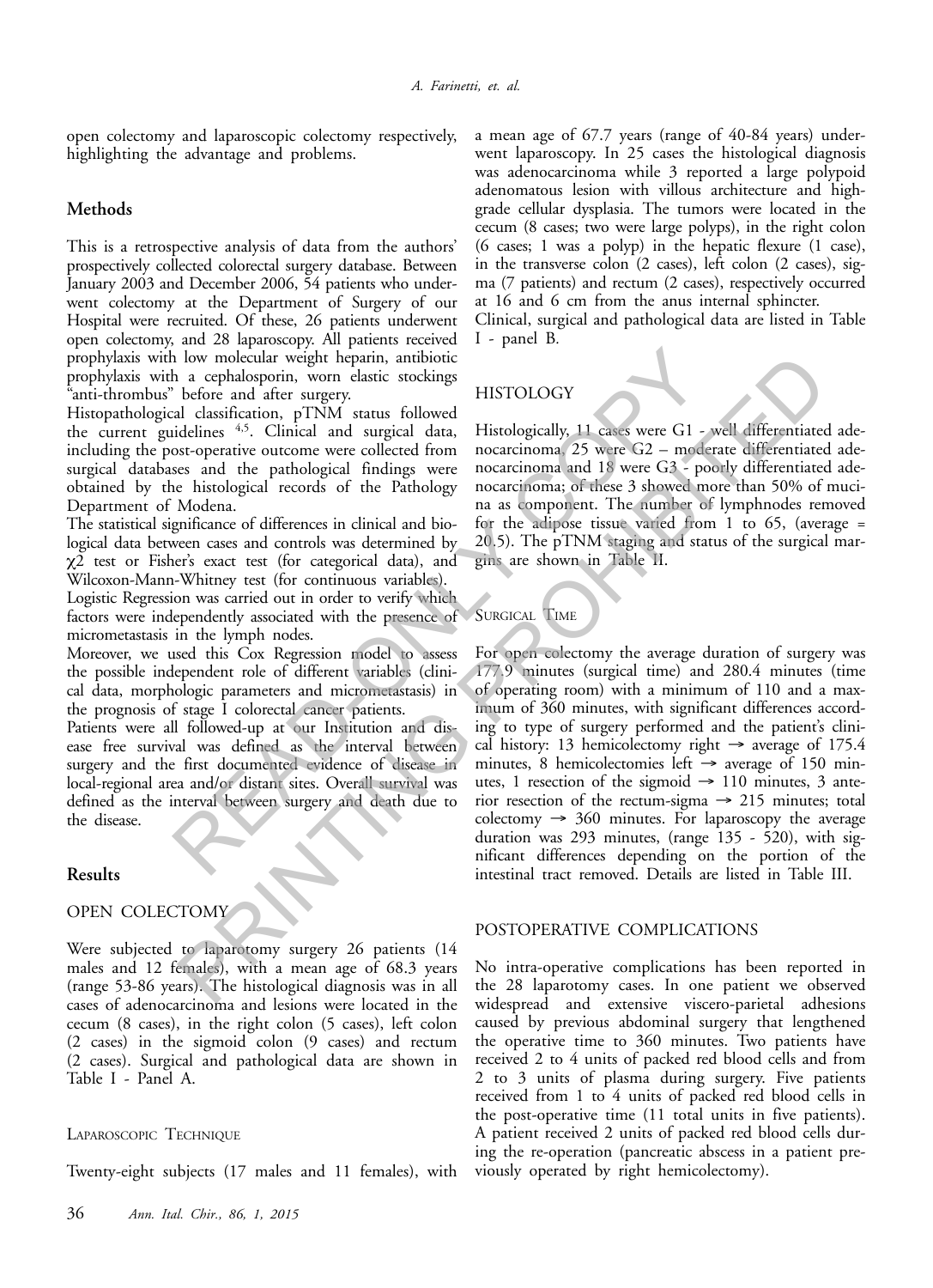open colectomy and laparoscopic colectomy respectively, highlighting the advantage and problems.

## Methods

This is a retrospective analysis of data from the authors' prospectively collected colorectal surgery database. Between January 2003 and December 2006, 54 patients who underwent colectomy at the Department of Surgery of our Hospital were recruited. Of these, 26 patients underwent open colectomy, and 28 laparoscopy. All patients received prophylaxis with low molecular weight heparin, antibiotic prophylaxis with a cephalosporin, worn elastic stockings "anti-thrombus" before and after surgery.

Histopathological classification, pTNM status followed the current guidelines [4,5]. Clinical and surgical data, including the post-operative outcome were collected from surgical databases and the pathological findings were obtained by the histological records of the Pathology Department of Modena.

The statistical significance of differences in clinical and biological data between cases and controls was determined by $\chi^2$ test or Fisher's exact test (for categorical data), and Wilcoxon-Mann-Whitney test (for continuous variables).

Logistic Regression was carried out in order to verify which factors were independently associated with the presence of micrometastasis in the lymph nodes.

Moreover, we used this Cox Regression model to assess the possible independent role of different variables (clinical data, morphologic parameters and micrometastasis) in the prognosis of stage I colorectal cancer patients.

Patients were all followed-up at our Institution and disease free survival was defined as the interval between surgery and the first documented evidence of disease in local-regional area and/or distant sites. Overall survival was defined as the interval between surgery and death due to the disease.

## Results

### OPEN COLECTOMY

Were subjected to laparotomy surgery 26 patients (14 males and 12 females), with a mean age of 68.3 years (range 53-86 years). The histological diagnosis was in all cases of adenocarcinoma and lesions were located in the cecum (8 cases), in the right colon (5 cases), left colon (2 cases) in the sigmoid colon (9 cases) and rectum (2 cases). Surgical and pathological data are shown in Table I - Panel A.

### LAPAROSCOPIC TECHNIQUE

Twenty-eight subjects (17 males and 11 females), with a mean age of 67.7 years (range of 40-84 years) underwent laparoscopy. In 25 cases the histological diagnosis was adenocarcinoma while 3 reported a large polypoid adenomatous lesion with villous architecture and high-grade cellular dysplasia. The tumors were located in the cecum (8 cases; two were large polyps), in the right colon (6 cases; 1 was a polyp) in the hepatic flexure (1 case), in the transverse colon (2 cases), left colon (2 cases), sigma (7 patients) and rectum (2 cases), respectively occurred at 16 and 6 cm from the anus internal sphincter.

Clinical, surgical and pathological data are listed in Table I - panel B.

### HISTOLOGY

Histologically, 11 cases were G1 - well differentiated adenocarcinoma, 25 were G2 – moderate differentiated adenocarcinoma and 18 were G3 - poorly differentiated adenocarcinoma; of these 3 showed more than 50% of mucina as component. The number of lymphnodes removed for the adipose tissue varied from 1 to 65, (average = 20.5). The pTNM staging and status of the surgical margins are shown in Table II.

### SURGICAL TIME

For open colectomy the average duration of surgery was 177.9 minutes (surgical time) and 280.4 minutes (time of operating room) with a minimum of 110 and a maximum of 360 minutes, with significant differences according to type of surgery performed and the patient's clinical history: 13 hemicolectomy right → average of 175.4 minutes, 8 hemicolectomies left → average of 150 minutes, 1 resection of the sigmoid → 110 minutes, 3 anterior resection of the rectum-sigma → 215 minutes; total colectomy → 360 minutes. For laparoscopy the average duration was 293 minutes, (range 135 - 520), with significant differences depending on the portion of the intestinal tract removed. Details are listed in Table III.

### POSTOPERATIVE COMPLICATIONS

No intra-operative complications has been reported in the 28 laparotomy cases. In one patient we observed widespread and extensive viscero-parietal adhesions caused by previous abdominal surgery that lengthened the operative time to 360 minutes. Two patients have received 2 to 4 units of packed red blood cells and from 2 to 3 units of plasma during surgery. Five patients received from 1 to 4 units of packed red blood cells in the post-operative time (11 total units in five patients). A patient received 2 units of packed red blood cells during the re-operation (pancreatic abscess in a patient previously operated by right hemicolectomy).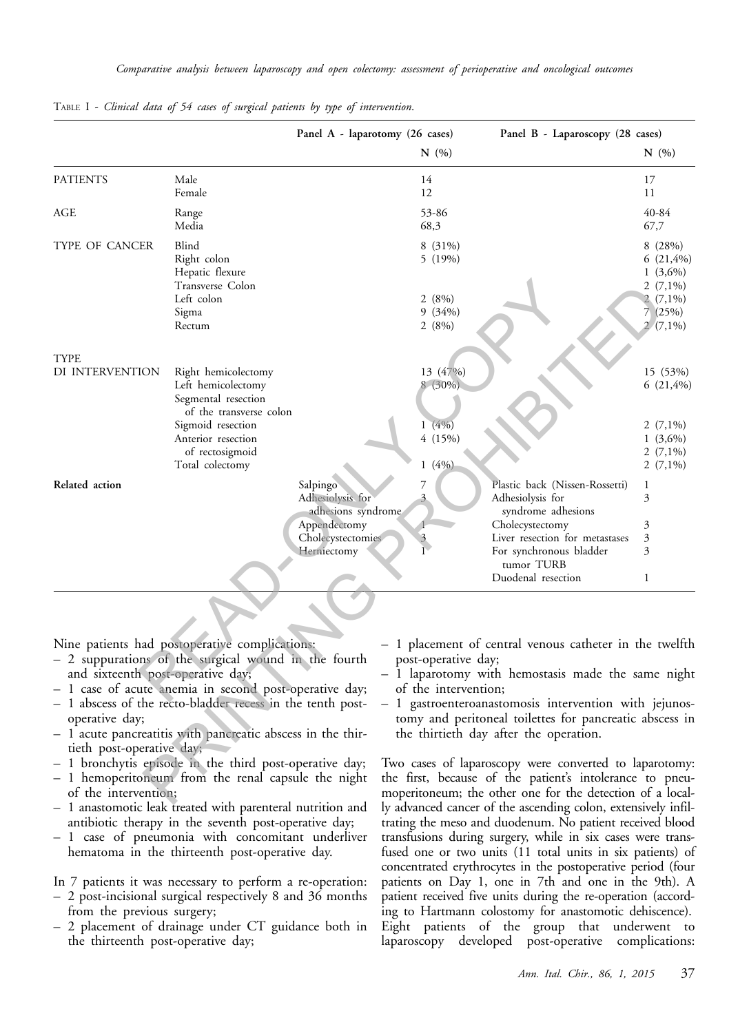TABLE I - *Clinical data of 54 cases of surgical patients by type of intervention.*

| | | Panel A - laparotomy (26 cases) | | Panel B - Laparoscopy (28 cases) | |
|---|---|---|---|---|---|
| | | | N (%) | | N (%) |
| PATIENTS | Male | | 14 | | 17 |
| | Female | | 12 | | 11 |
| AGE | Range | | 53-86 | | 40-84 |
| | Media | | 68,3 | | 67,7 |
| TYPE OF CANCER | Blind | | 8 (31%) | | 8 (28%) |
| | Right colon | | 5 (19%) | | 6 (21,4%) |
| | Hepatic flexure | | | | 1 (3,6%) |
| | Transverse Colon | | | | 2 (7,1%) |
| | Left colon | | 2 (8%) | | 2 (7,1%) |
| | Sigma | | 9 (34%) | | 7 (25%) |
| | Rectum | | 2 (8%) | | 2 (7,1%) |
| TYPE DI INTERVENTION | Right hemicolectomy | | 13 (47%) | | 15 (53%) |
| | Left hemicolectomy | | 8 (30%) | | 6 (21,4%) |
| | Segmental resection of the transverse colon | | | | |
| | Sigmoid resection | | 1 (4%) | | 2 (7,1%) |
| | Anterior resection of rectosigmoid | | 4 (15%) | | 1 (3,6%) |
| | | | | | 2 (7,1%) |
| | Total colectomy | | 1 (4%) | | 2 (7,1%) |
| **Related action** | | Salpingo | 7 | Plastic back (Nissen-Rossetti) | 1 |
| | | Adhesiolysis for adhesions syndrome | 3 | Adhesiolysis for syndrome adhesions | 3 |
| | | Appendectomy | 1 | Cholecystectomy | 3 |
| | | Cholecystectomies | 3 | Liver resection for metastases | 3 |
| | | Herniectomy | 1 | For synchronous bladder tumor TURB | 3 |
| | | | | Duodenal resection | 1 |

Nine patients had postoperative complications:

- 2 suppurations of the surgical wound in the fourth and sixteenth post-operative day;
- 1 case of acute anemia in second post-operative day;
- 1 abscess of the recto-bladder recess in the tenth post-operative day;
- 1 acute pancreatitis with pancreatic abscess in the thirtieth post-operative day;
- 1 bronchytis episode in the third post-operative day;
- 1 hemoperitoneum from the renal capsule the night of the intervention;
- 1 anastomotic leak treated with parenteral nutrition and antibiotic therapy in the seventh post-operative day;
- 1 case of pneumonia with concomitant underliver hematoma in the thirteenth post-operative day.

In 7 patients it was necessary to perform a re-operation:

- 2 post-incisional surgical respectively 8 and 36 months from the previous surgery;
- 2 placement of drainage under CT guidance both in the thirteenth post-operative day;
- 1 placement of central venous catheter in the twelfth post-operative day;
- 1 laparotomy with hemostasis made the same night of the intervention;
- 1 gastroenteroanastomosis intervention with jejunostomy and peritoneal toilettes for pancreatic abscess in the thirtieth day after the operation.

Two cases of laparoscopy were converted to laparotomy: the first, because of the patient's intolerance to pneumoperitoneum; the other one for the detection of a locally advanced cancer of the ascending colon, extensively infiltrating the meso and duodenum. No patient received blood transfusions during surgery, while in six cases were transfused one or two units (11 total units in six patients) of concentrated erythrocytes in the postoperative period (four patients on Day 1, one in 7th and one in the 9th). A patient received five units during the re-operation (according to Hartmann colostomy for anastomotic dehiscence). Eight patients of the group that underwent to laparoscopy developed post-operative complications: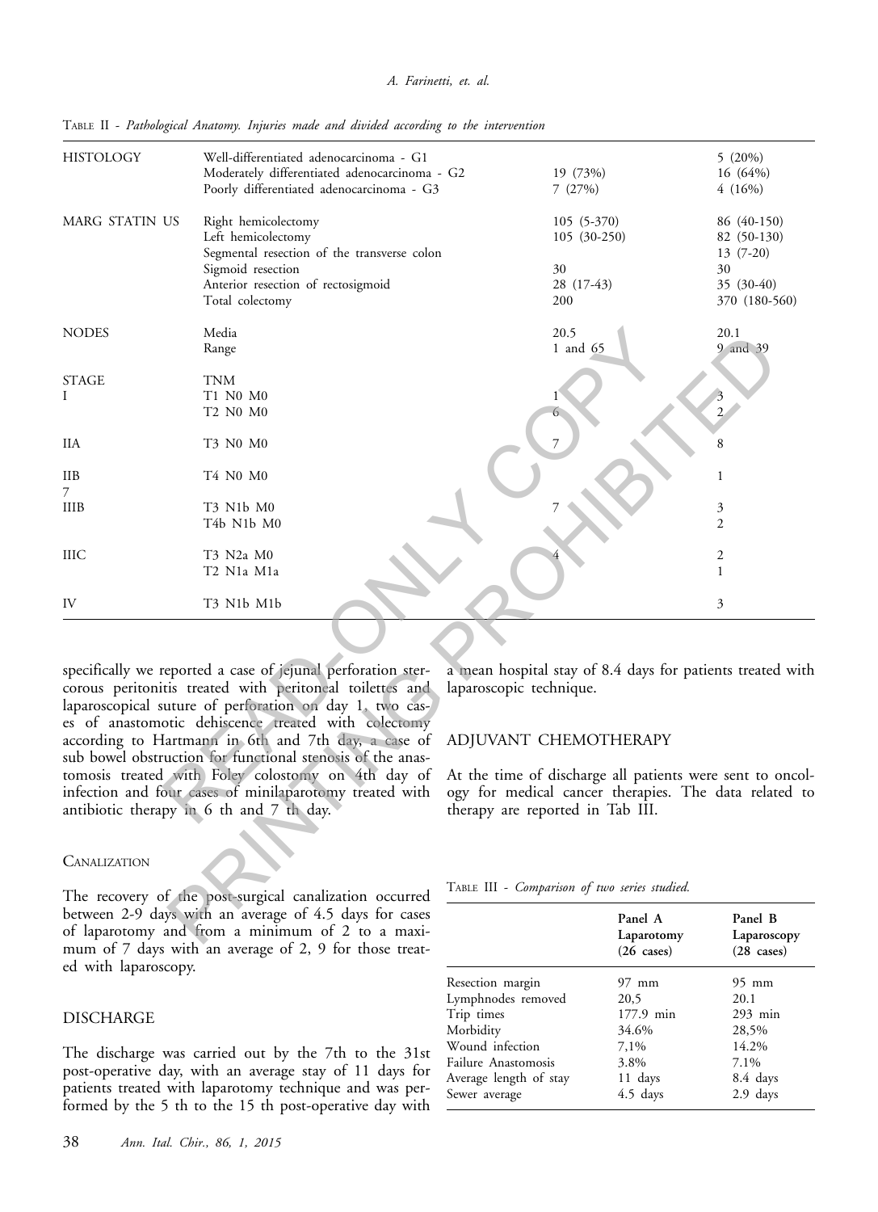TABLE II - *Pathological Anatomy. Injuries made and divided according to the intervention*

| | | | |
|---|---|---|---|
| HISTOLOGY | Well-differentiated adenocarcinoma - G1 | | 5 (20%) |
| | Moderately differentiated adenocarcinoma - G2 | 19 (73%) | 16 (64%) |
| | Poorly differentiated adenocarcinoma - G3 | 7 (27%) | 4 (16%) |
| MARG STATIN US | Right hemicolectomy | 105 (5-370) | 86 (40-150) |
| | Left hemicolectomy | 105 (30-250) | 82 (50-130) |
| | Segmental resection of the transverse colon | | 13 (7-20) |
| | Sigmoid resection | 30 | 30 |
| | Anterior resection of rectosigmoid | 28 (17-43) | 35 (30-40) |
| | Total colectomy | 200 | 370 (180-560) |
| NODES | Media | 20.5 | 20.1 |
| | Range | 1 and 65 | 9 and 39 |
| STAGE | TNM | | |
| I | T1 N0 M0 | 1 | 3 |
| | T2 N0 M0 | 6 | 2 |
| IIA | T3 N0 M0 | 7 | 8 |
| IIB | T4 N0 M0 | | 1 |
| 7 | | | |
| IIIB | T3 N1b M0 | 7 | 3 |
| | T4b N1b M0 | | 2 |
| IIIC | T3 N2a M0 | 4 | 2 |
| | T2 N1a M1a | | 1 |
| IV | T3 N1b M1b | | 3 |

specifically we reported a case of jejunal perforation stercorous peritonitis treated with peritoneal toilettes and laparoscopical suture of perforation on day 1, two cases of anastomotic dehiscence treated with colectomy according to Hartmann in 6th and 7th day, a case of sub bowel obstruction for functional stenosis of the anastomosis treated with Foley colostomy on 4th day of infection and four cases of minilaparotomy treated with antibiotic therapy in 6 th and 7 th day.

### CANALIZATION

The recovery of the post-surgical canalization occurred between 2-9 days with an average of 4.5 days for cases of laparotomy and from a minimum of 2 to a maximum of 7 days with an average of 2, 9 for those treated with laparoscopy.

### DISCHARGE

The discharge was carried out by the 7th to the 31st post-operative day, with an average stay of 11 days for patients treated with laparotomy technique and was performed by the 5 th to the 15 th post-operative day with a mean hospital stay of 8.4 days for patients treated with laparoscopic technique.

### ADJUVANT CHEMOTHERAPY

At the time of discharge all patients were sent to oncology for medical cancer therapies. The data related to therapy are reported in Tab III.

TABLE III - *Comparison of two series studied.*

| | Panel A Laparotomy (26 cases) | Panel B Laparoscopy (28 cases) |
|---|---|---|
| Resection margin | 97 mm | 95 mm |
| Lymphnodes removed | 20,5 | 20.1 |
| Trip times | 177.9 min | 293 min |
| Morbidity | 34.6% | 28,5% |
| Wound infection | 7,1% | 14.2% |
| Failure Anastomosis | 3.8% | 7.1% |
| Average length of stay | 11 days | 8.4 days |
| Sewer average | 4.5 days | 2.9 days |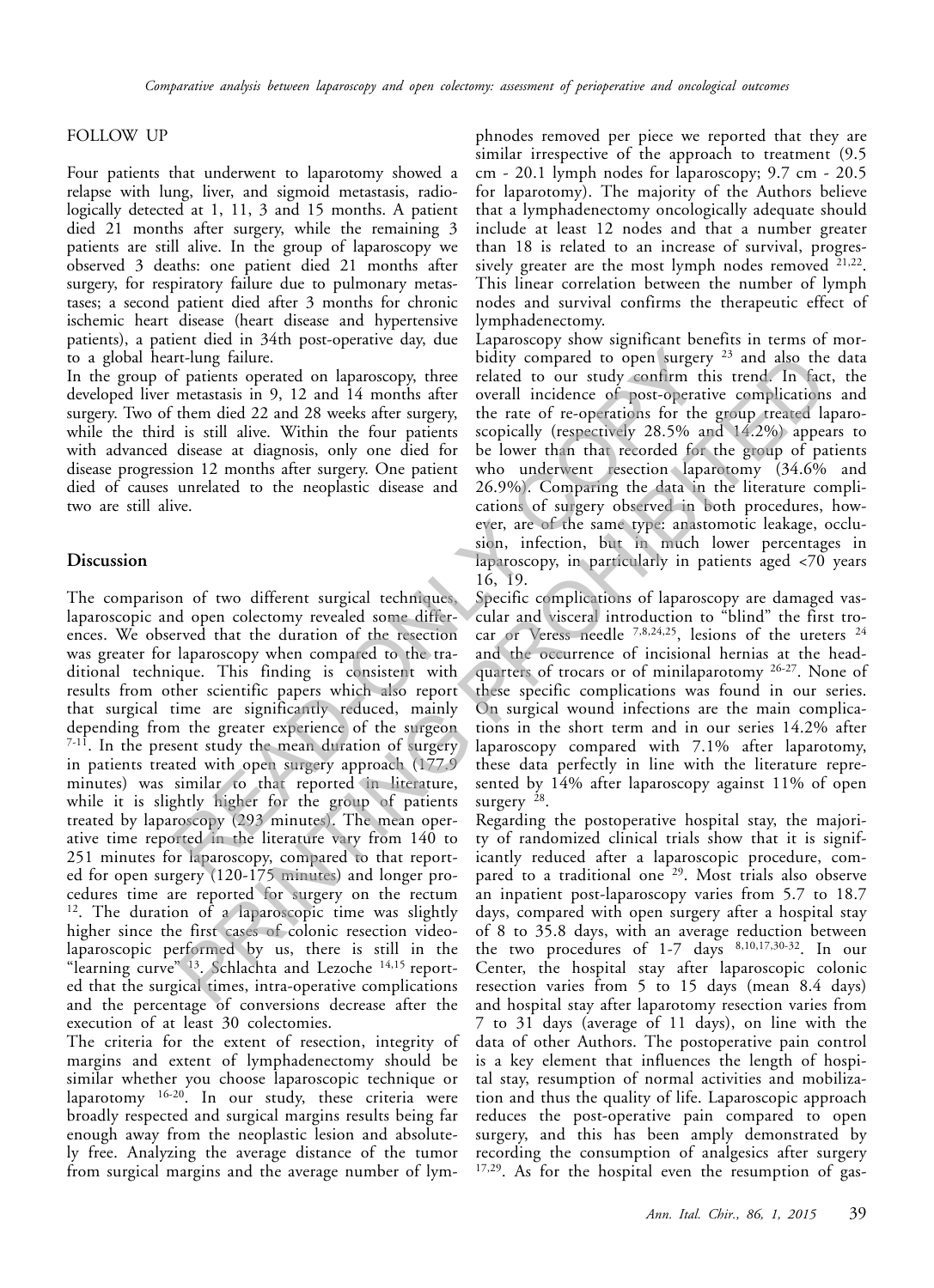FOLLOW UP

Four patients that underwent to laparotomy showed a relapse with lung, liver, and sigmoid metastasis, radiologically detected at 1, 11, 3 and 15 months. A patient died 21 months after surgery, while the remaining 3 patients are still alive. In the group of laparoscopy we observed 3 deaths: one patient died 21 months after surgery, for respiratory failure due to pulmonary metastases; a second patient died after 3 months for chronic ischemic heart disease (heart disease and hypertensive patients), a patient died in 34th post-operative day, due to a global heart-lung failure.

In the group of patients operated on laparoscopy, three developed liver metastasis in 9, 12 and 14 months after surgery. Two of them died 22 and 28 weeks after surgery, while the third is still alive. Within the four patients with advanced disease at diagnosis, only one died for disease progression 12 months after surgery. One patient died of causes unrelated to the neoplastic disease and two are still alive.

## Discussion

The comparison of two different surgical techniques, laparoscopic and open colectomy revealed some differences. We observed that the duration of the resection was greater for laparoscopy when compared to the traditional technique. This finding is consistent with results from other scientific papers which also report that surgical time are significantly reduced, mainly depending from the greater experience of the surgeon [7-11]. In the present study the mean duration of surgery in patients treated with open surgery approach (177.9 minutes) was similar to that reported in literature, while it is slightly higher for the group of patients treated by laparoscopy (293 minutes). The mean operative time reported in the literature vary from 140 to 251 minutes for laparoscopy, compared to that reported for open surgery (120-175 minutes) and longer procedures time are reported for surgery on the rectum [12]. The duration of a laparoscopic time was slightly higher since the first cases of colonic resection videolaparoscopic performed by us, there is still in the "learning curve" [13]. Schlachta and Lezoche [14,15] reported that the surgical times, intra-operative complications and the percentage of conversions decrease after the execution of at least 30 colectomies.

The criteria for the extent of resection, integrity of margins and extent of lymphadenectomy should be similar whether you choose laparoscopic technique or laparotomy [16-20]. In our study, these criteria were broadly respected and surgical margins results being far enough away from the neoplastic lesion and absolutely free. Analyzing the average distance of the tumor from surgical margins and the average number of lymphnodes removed per piece we reported that they are similar irrespective of the approach to treatment (9.5 cm - 20.1 lymph nodes for laparoscopy; 9.7 cm - 20.5 for laparotomy). The majority of the Authors believe that a lymphadenectomy oncologically adequate should include at least 12 nodes and that a number greater than 18 is related to an increase of survival, progressively greater are the most lymph nodes removed [21,22]. This linear correlation between the number of lymph nodes and survival confirms the therapeutic effect of lymphadenectomy.

Laparoscopy show significant benefits in terms of morbidity compared to open surgery [23] and also the data related to our study confirm this trend. In fact, the overall incidence of post-operative complications and the rate of re-operations for the group treated laparoscopically (respectively 28.5% and 14.2%) appears to be lower than that recorded for the group of patients who underwent resection laparotomy (34.6% and 26.9%). Comparing the data in the literature complications of surgery observed in both procedures, however, are of the same type: anastomotic leakage, occlusion, infection, but in much lower percentages in laparoscopy, in particularly in patients aged <70 years 16, 19.

Specific complications of laparoscopy are damaged vascular and visceral introduction to "blind" the first trocar or Veress needle [7,8,24,25], lesions of the ureters [24] and the occurrence of incisional hernias at the headquarters of trocars or of minilaparotomy [26-27]. None of these specific complications was found in our series. On surgical wound infections are the main complications in the short term and in our series 14.2% after laparoscopy compared with 7.1% after laparotomy, these data perfectly in line with the literature represented by 14% after laparoscopy against 11% of open surgery [28].

Regarding the postoperative hospital stay, the majority of randomized clinical trials show that it is significantly reduced after a laparoscopic procedure, compared to a traditional one [29]. Most trials also observe an inpatient post-laparoscopy varies from 5.7 to 18.7 days, compared with open surgery after a hospital stay of 8 to 35.8 days, with an average reduction between the two procedures of 1-7 days [8,10,17,30-32]. In our Center, the hospital stay after laparoscopic colonic resection varies from 5 to 15 days (mean 8.4 days) and hospital stay after laparotomy resection varies from 7 to 31 days (average of 11 days), on line with the data of other Authors. The postoperative pain control is a key element that influences the length of hospital stay, resumption of normal activities and mobilization and thus the quality of life. Laparoscopic approach reduces the post-operative pain compared to open surgery, and this has been amply demonstrated by recording the consumption of analgesics after surgery [17,29]. As for the hospital even the resumption of gas-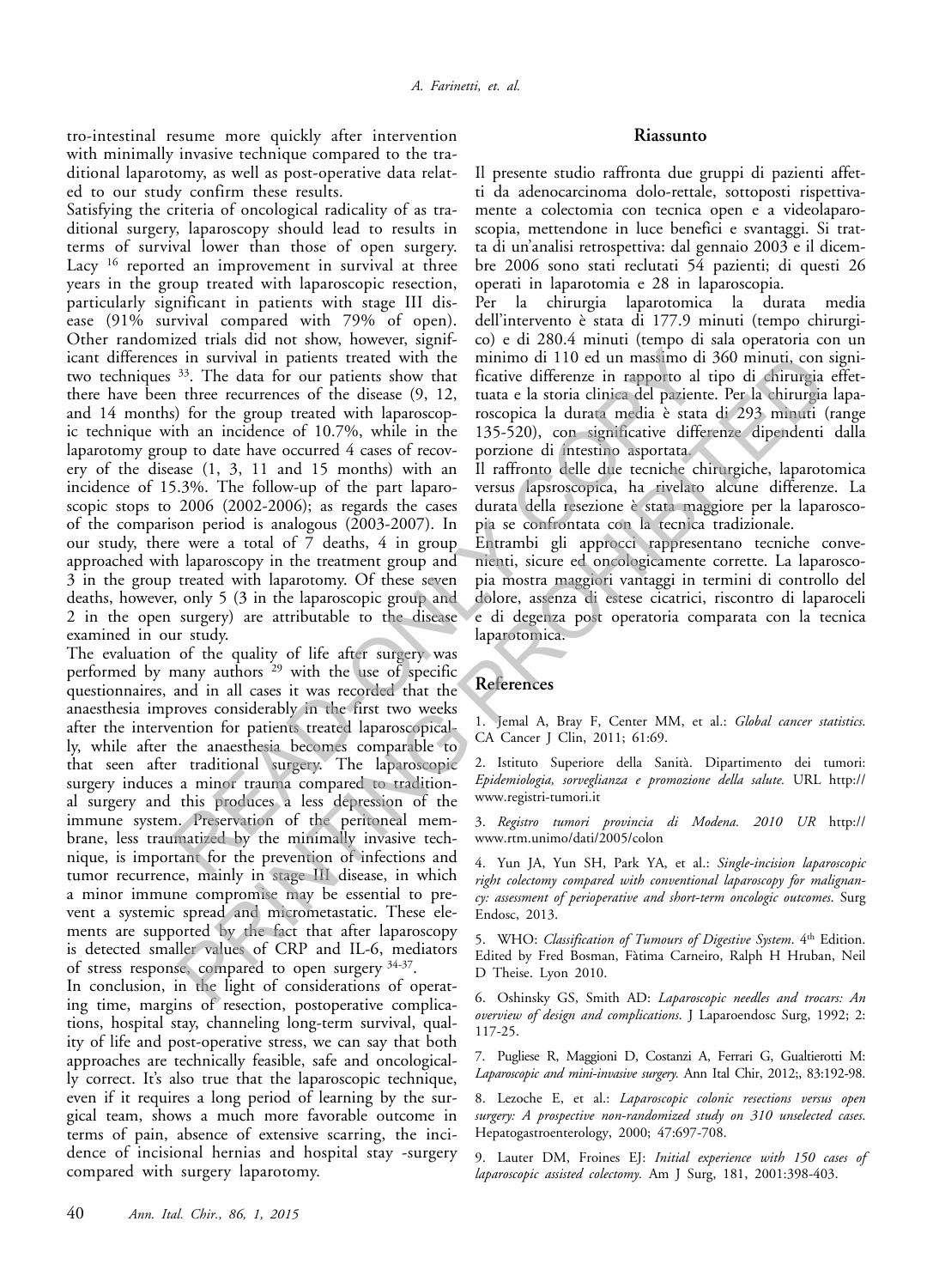tro-intestinal resume more quickly after intervention with minimally invasive technique compared to the traditional laparotomy, as well as post-operative data related to our study confirm these results.

Satisfying the criteria of oncological radicality of as traditional surgery, laparoscopy should lead to results in terms of survival lower than those of open surgery. Lacy [16] reported an improvement in survival at three years in the group treated with laparoscopic resection, particularly significant in patients with stage III disease (91% survival compared with 79% of open). Other randomized trials did not show, however, significant differences in survival in patients treated with the two techniques [33]. The data for our patients show that there have been three recurrences of the disease (9, 12, and 14 months) for the group treated with laparoscopic technique with an incidence of 10.7%, while in the laparotomy group to date have occurred 4 cases of recovery of the disease (1, 3, 11 and 15 months) with an incidence of 15.3%. The follow-up of the part laparoscopic stops to 2006 (2002-2006); as regards the cases of the comparison period is analogous (2003-2007). In our study, there were a total of 7 deaths, 4 in group approached with laparoscopy in the treatment group and 3 in the group treated with laparotomy. Of these seven deaths, however, only 5 (3 in the laparoscopic group and 2 in the open surgery) are attributable to the disease examined in our study.

The evaluation of the quality of life after surgery was performed by many authors [29] with the use of specific questionnaires, and in all cases it was recorded that the anaesthesia improves considerably in the first two weeks after the intervention for patients treated laparoscopically, while after the anaesthesia becomes comparable to that seen after traditional surgery. The laparoscopic surgery induces a minor trauma compared to traditional surgery and this produces a less depression of the immune system. Preservation of the peritoneal membrane, less traumatized by the minimally invasive technique, is important for the prevention of infections and tumor recurrence, mainly in stage III disease, in which a minor immune compromise may be essential to prevent a systemic spread and micrometastatic. These elements are supported by the fact that after laparoscopy is detected smaller values of CRP and IL-6, mediators of stress response, compared to open surgery [34-37].

In conclusion, in the light of considerations of operating time, margins of resection, postoperative complications, hospital stay, channeling long-term survival, quality of life and post-operative stress, we can say that both approaches are technically feasible, safe and oncologically correct. It's also true that the laparoscopic technique, even if it requires a long period of learning by the surgical team, shows a much more favorable outcome in terms of pain, absence of extensive scarring, the incidence of incisional hernias and hospital stay -surgery compared with surgery laparotomy.

## Riassunto

Il presente studio raffronta due gruppi di pazienti affetti da adenocarcinoma dolo-rettale, sottoposti rispettivamente a colectomia con tecnica open e a videolaparoscopia, mettendone in luce benefici e svantaggi. Si tratta di un'analisi retrospettiva: dal gennaio 2003 e il dicembre 2006 sono stati reclutati 54 pazienti; di questi 26 operati in laparotomia e 28 in laparoscopia.

Per la chirurgia laparotomica la durata media dell'intervento è stata di 177.9 minuti (tempo chirurgico) e di 280.4 minuti (tempo di sala operatoria con un minimo di 110 ed un massimo di 360 minuti, con significative differenze in rapporto al tipo di chirurgia effettuata e la storia clinica del paziente. Per la chirurgia laparoscopica la durata media è stata di 293 minuti (range 135-520), con significative differenze dipendenti dalla porzione di intestino asportata.

Il raffronto delle due tecniche chirurgiche, laparotomica versus lapsroscopica, ha rivelato alcune differenze. La durata della resezione è stata maggiore per la laparoscopia se confrontata con la tecnica tradizionale.

Entrambi gli approcci rappresentano tecniche convenienti, sicure ed oncologicamente corrette. La laparoscopia mostra maggiori vantaggi in termini di controllo del dolore, assenza di estese cicatrici, riscontro di laparoceli e di degenza post operatoria comparata con la tecnica laparotomica.

## References

1. Jemal A, Bray F, Center MM, et al.: *Global cancer statistics.* CA Cancer J Clin, 2011; 61:69.

2. Istituto Superiore della Sanità. Dipartimento dei tumori: *Epidemiologia, sorveglianza e promozione della salute.* URL http://www.registri-tumori.it

3. *Registro tumori provincia di Modena. 2010 UR* http://www.rtm.unimo/dati/2005/colon

4. Yun JA, Yun SH, Park YA, et al.: *Single-incision laparoscopic right colectomy compared with conventional laparoscopy for malignancy: assessment of perioperative and short-term oncologic outcomes.* Surg Endosc, 2013.

5. WHO: *Classification of Tumours of Digestive System*. 4th Edition. Edited by Fred Bosman, Fàtima Carneiro, Ralph H Hruban, Neil D Theise. Lyon 2010.

6. Oshinsky GS, Smith AD: *Laparoscopic needles and trocars: An overview of design and complications.* J Laparoendosc Surg, 1992; 2: 117-25.

7. Pugliese R, Maggioni D, Costanzi A, Ferrari G, Gualtierotti M: *Laparoscopic and mini-invasive surgery.* Ann Ital Chir, 2012;, 83:192-98.

8. Lezoche E, et al.: *Laparoscopic colonic resections versus open surgery: A prospective non-randomized study on 310 unselected cases.* Hepatogastroenterology, 2000; 47:697-708.

9. Lauter DM, Froines EJ: *Initial experience with 150 cases of laparoscopic assisted colectomy.* Am J Surg, 181, 2001:398-403.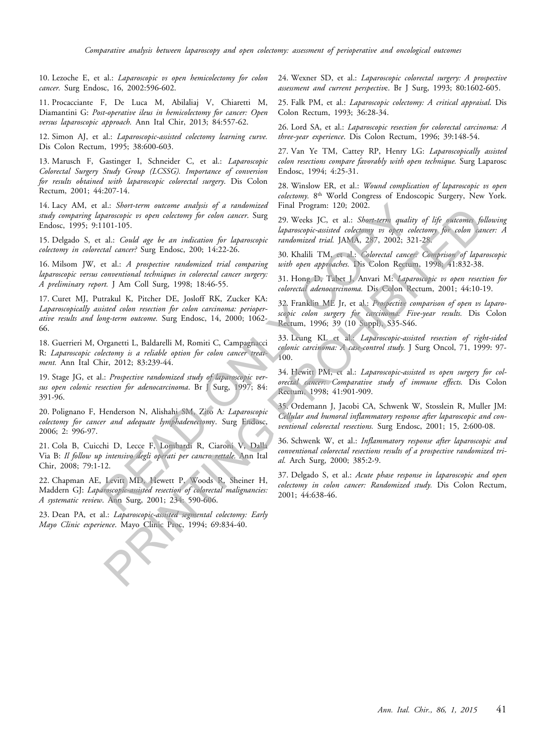10. Lezoche E, et al.: *Laparoscopic vs open hemicolectomy for colon cancer.* Surg Endosc, 16, 2002:596-602.

11. Procacciante F, De Luca M, Abilaliaj V, Chiaretti M, Diamantini G: *Post-operative ileus in hemicolectomy for cancer: Open versus laparoscopic approach.* Ann Ital Chir, 2013; 84:557-62.

12. Simon AJ, et al.: *Laparoscopic-assisted colectomy learning curve.* Dis Colon Rectum, 1995; 38:600-603.

13. Marusch F, Gastinger I, Schneider C, et al.: *Laparoscopic Colorectal Surgery Study Group (LCSSG). Importance of conversion for results obtained with laparoscopic colorectal surgery.* Dis Colon Rectum, 2001; 44:207-14.

14. Lacy AM, et al.: *Short-term outcome analysis of a randomized study comparing laparoscopic vs open colectomy for colon cancer.* Surg Endosc, 1995; 9:1101-105.

15. Delgado S, et al.: *Could age be an indication for laparoscopic colectomy in colorectal cancer?* Surg Endosc, 200; 14:22-26.

16. Milsom JW, et al.: *A prospective randomized trial comparing laparoscopic versus conventional techniques in colorectal cancer surgery: A preliminary report.* J Am Coll Surg, 1998; 18:46-55.

17. Curet MJ, Putrakul K, Pitcher DE, Josloff RK, Zucker KA: *Laparoscopically assisted colon resection for colon carcinoma: perioperative results and long-term outcome.* Surg Endosc, 14, 2000; 1062-66.

18. Guerrieri M, Organetti L, Baldarelli M, Romiti C, Campagnacci R: *Laparoscopic colectomy is a reliable option for colon cancer treatment.* Ann Ital Chir, 2012; 83:239-44.

19. Stage JG, et al.: *Prospective randomized study of laparoscopic versus open colonic resection for adenocarcinoma.* Br J Surg, 1997; 84: 391-96.

20. Polignano F, Henderson N, Alishahi SM, Zito A*: Laparoscopic colectomy for cancer and adequate lymphadenectomy*. Surg Endosc, 2006; 2: 996-97.

21. Cola B, Cuicchi D, Lecce F, Lombardi R, Ciaroni V, Dalla Via B: *Il follow up intensivo degli operati per cancro rettale.* Ann Ital Chir, 2008; 79:1-12.

22. Chapman AE, Levitt MD, Hewett P, Woods R, Sheiner H, Maddern GJ: *Laparoscopic-assisted resection of colorectal malignancies: A systematic review*. Ann Surg, 2001; 234: 590-606.

23. Dean PA, et al.: *Laparoscopic-assisted segmental colectomy: Early Mayo Clinic experience*. Mayo Clinic Proc, 1994; 69:834-40.

24. Wexner SD, et al.: *Laparoscopic colorectal surgery: A prospective assessment and current perspective*. Br J Surg, 1993; 80:1602-605.

25. Falk PM, et al.: *Laparoscopic colectomy: A critical appraisal.* Dis Colon Rectum, 1993; 36:28-34.

26. Lord SA, et al.: *Laparoscopic resection for colorectal carcinoma: A three-year experience.* Dis Colon Rectum, 1996; 39:148-54.

27. Van Ye TM, Cattey RP, Henry LG: *Laparoscopically assisted colon resections compare favorably with open technique.* Surg Laparosc Endosc, 1994; 4:25-31.

28. Winslow ER, et al.: *Wound complication of laparoscopic vs open colectomy.* 8th World Congress of Endoscopic Surgery, New York. Final Program: 120; 2002.

29. Weeks JC, et al.: *Short-term quality of life outcomes following laparoscopic-assisted colectomy vs open colectomy for colon cancer: A randomized trial.* JAMA, 287, 2002; 321-28.

30. Khalili TM, et al.: *Colorectal cancer: Comprison of laparoscopic with open approaches.* Dis Colon Rectum, 1998; 41:832-38.

31. Hong D, Tabet J, Anvari M: *Laparoscopic vs open resection for colorectal adenocarcinoma.* Dis Colon Rectum, 2001; 44:10-19.

32. Franklin ME Jr, et al.: *Prospective comparison of open vs laparoscopic colon surgery for carcinoma: Five-year results.* Dis Colon Rectum, 1996; 39 (10 Suppl), S35-S46.

33. Leung KL et al.: *Laparoscopic-assisted resection of right-sided colonic carcinoma: A case-control study.* J Surg Oncol, 71, 1999: 97-100.

34. Hewitt PM, et al.: *Laparoscopic-assisted vs open surgery for colorectal cancer: Comparative study of immune effects.* Dis Colon Rectum, 1998; 41:901-909.

35. Ordemann J, Jacobi CA, Schwenk W, Stosslein R, Muller JM: *Cellular and humoral inflammatory response after laparoscopic and conventional colorectal resections.* Surg Endosc, 2001; 15, 2:600-08.

36. Schwenk W, et al.: *Inflammatory response after laparoscopic and conventional colorectal resections results of a prospective randomized trial.* Arch Surg, 2000; 385:2-9.

37. Delgado S, et al.: *Acute phase response in laparoscopic and open colectomy in colon cancer: Randomized study.* Dis Colon Rectum, 2001; 44:638-46.